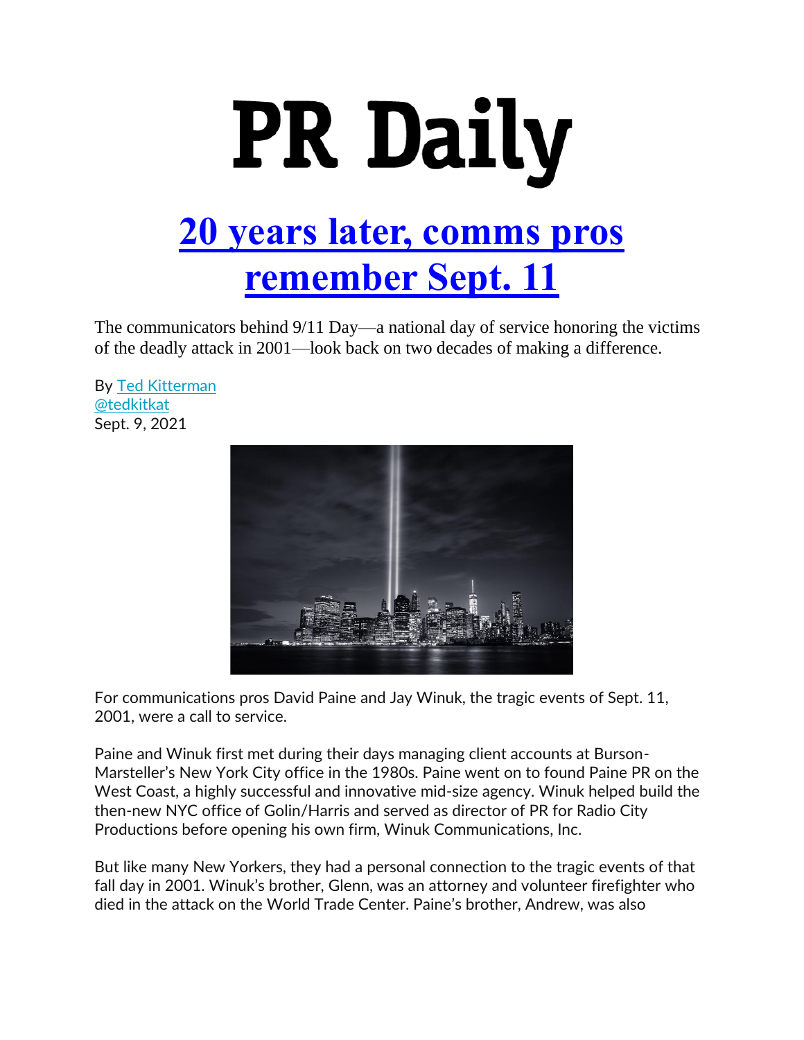# PR Daily

## 20 years later, comms pros remember Sept. 11

The communicators behind 9/11 Day—a national day of service honoring the victims of the deadly attack in 2001—look back on two decades of making a difference.

By Ted Kitterman
@tedkitkat
Sept. 9, 2021

For communications pros David Paine and Jay Winuk, the tragic events of Sept. 11, 2001, were a call to service.

Paine and Winuk first met during their days managing client accounts at Burson-Marsteller's New York City office in the 1980s. Paine went on to found Paine PR on the West Coast, a highly successful and innovative mid-size agency. Winuk helped build the then-new NYC office of Golin/Harris and served as director of PR for Radio City Productions before opening his own firm, Winuk Communications, Inc.

But like many New Yorkers, they had a personal connection to the tragic events of that fall day in 2001. Winuk's brother, Glenn, was an attorney and volunteer firefighter who died in the attack on the World Trade Center. Paine's brother, Andrew, was also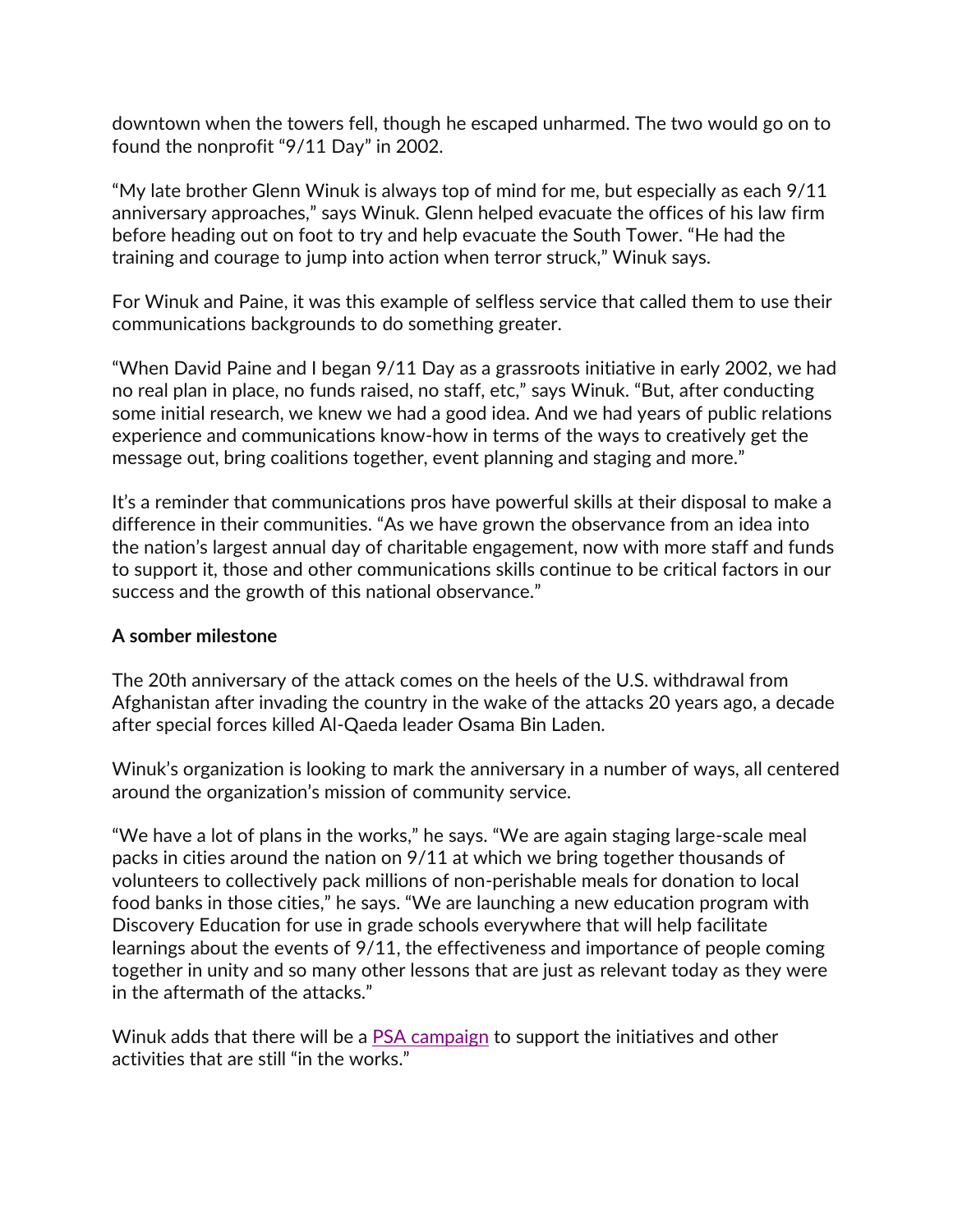downtown when the towers fell, though he escaped unharmed. The two would go on to found the nonprofit "9/11 Day" in 2002.

"My late brother Glenn Winuk is always top of mind for me, but especially as each 9/11 anniversary approaches," says Winuk. Glenn helped evacuate the offices of his law firm before heading out on foot to try and help evacuate the South Tower. "He had the training and courage to jump into action when terror struck," Winuk says.

For Winuk and Paine, it was this example of selfless service that called them to use their communications backgrounds to do something greater.

"When David Paine and I began 9/11 Day as a grassroots initiative in early 2002, we had no real plan in place, no funds raised, no staff, etc," says Winuk. "But, after conducting some initial research, we knew we had a good idea. And we had years of public relations experience and communications know-how in terms of the ways to creatively get the message out, bring coalitions together, event planning and staging and more."

It's a reminder that communications pros have powerful skills at their disposal to make a difference in their communities. "As we have grown the observance from an idea into the nation's largest annual day of charitable engagement, now with more staff and funds to support it, those and other communications skills continue to be critical factors in our success and the growth of this national observance."

**A somber milestone**

The 20th anniversary of the attack comes on the heels of the U.S. withdrawal from Afghanistan after invading the country in the wake of the attacks 20 years ago, a decade after special forces killed Al-Qaeda leader Osama Bin Laden.

Winuk's organization is looking to mark the anniversary in a number of ways, all centered around the organization's mission of community service.

"We have a lot of plans in the works," he says. "We are again staging large-scale meal packs in cities around the nation on 9/11 at which we bring together thousands of volunteers to collectively pack millions of non-perishable meals for donation to local food banks in those cities," he says. "We are launching a new education program with Discovery Education for use in grade schools everywhere that will help facilitate learnings about the events of 9/11, the effectiveness and importance of people coming together in unity and so many other lessons that are just as relevant today as they were in the aftermath of the attacks."

Winuk adds that there will be a PSA campaign to support the initiatives and other activities that are still "in the works."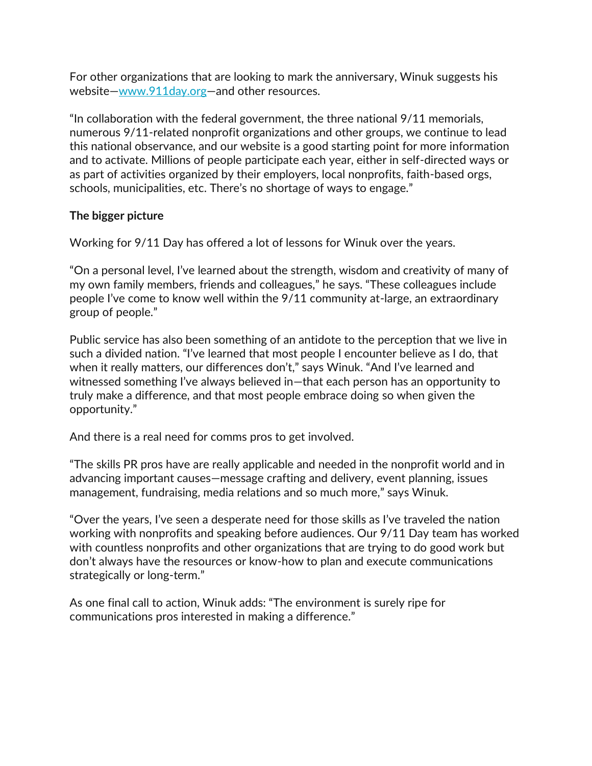For other organizations that are looking to mark the anniversary, Winuk suggests his website—[www.911day.org](http://www.911day.org)—and other resources.

"In collaboration with the federal government, the three national 9/11 memorials, numerous 9/11-related nonprofit organizations and other groups, we continue to lead this national observance, and our website is a good starting point for more information and to activate. Millions of people participate each year, either in self-directed ways or as part of activities organized by their employers, local nonprofits, faith-based orgs, schools, municipalities, etc. There's no shortage of ways to engage."

**The bigger picture**

Working for 9/11 Day has offered a lot of lessons for Winuk over the years.

"On a personal level, I've learned about the strength, wisdom and creativity of many of my own family members, friends and colleagues," he says. "These colleagues include people I've come to know well within the 9/11 community at-large, an extraordinary group of people."

Public service has also been something of an antidote to the perception that we live in such a divided nation. "I've learned that most people I encounter believe as I do, that when it really matters, our differences don't," says Winuk. "And I've learned and witnessed something I've always believed in—that each person has an opportunity to truly make a difference, and that most people embrace doing so when given the opportunity."

And there is a real need for comms pros to get involved.

"The skills PR pros have are really applicable and needed in the nonprofit world and in advancing important causes—message crafting and delivery, event planning, issues management, fundraising, media relations and so much more," says Winuk.

"Over the years, I've seen a desperate need for those skills as I've traveled the nation working with nonprofits and speaking before audiences. Our 9/11 Day team has worked with countless nonprofits and other organizations that are trying to do good work but don't always have the resources or know-how to plan and execute communications strategically or long-term."

As one final call to action, Winuk adds: "The environment is surely ripe for communications pros interested in making a difference."